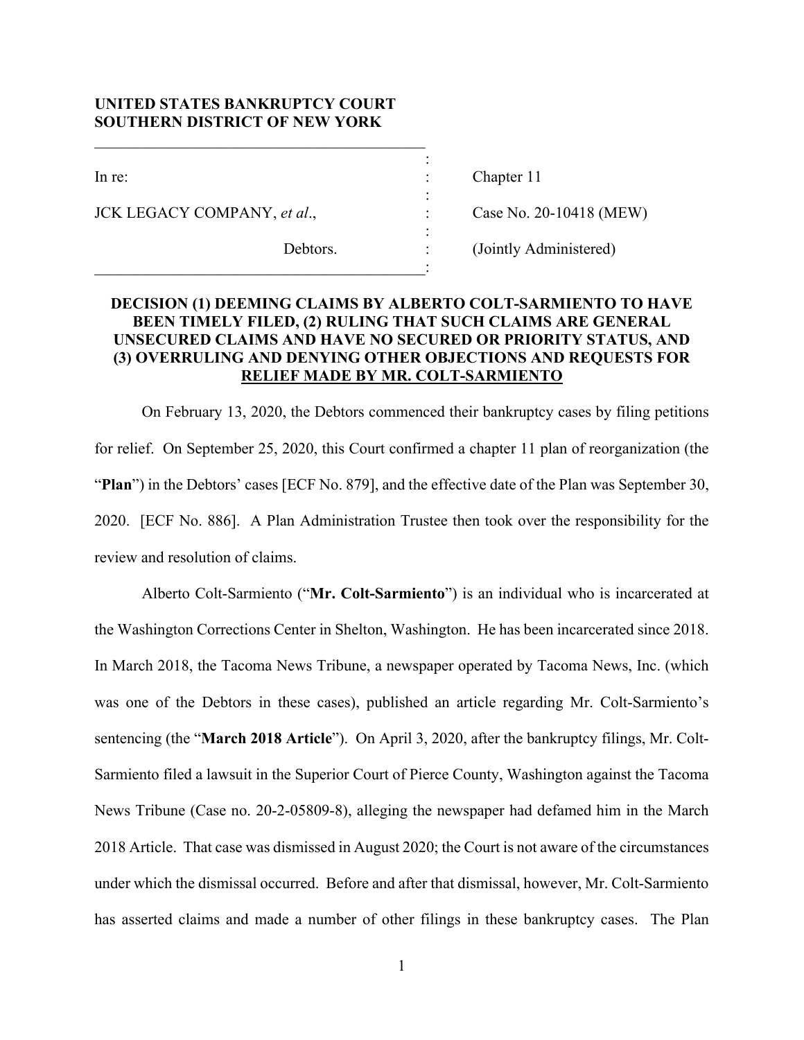**UNITED STATES BANKRUPTCY COURT**
**SOUTHERN DISTRICT OF NEW YORK**

| | | |
|---|---|---|
| In re: | : | Chapter 11 |
| JCK LEGACY COMPANY, *et al*., | : | Case No. 20-10418 (MEW) |
| Debtors. | : | (Jointly Administered) |

**DECISION (1) DEEMING CLAIMS BY ALBERTO COLT-SARMIENTO TO HAVE BEEN TIMELY FILED, (2) RULING THAT SUCH CLAIMS ARE GENERAL UNSECURED CLAIMS AND HAVE NO SECURED OR PRIORITY STATUS, AND (3) OVERRULING AND DENYING OTHER OBJECTIONS AND REQUESTS FOR RELIEF MADE BY MR. COLT-SARMIENTO**

On February 13, 2020, the Debtors commenced their bankruptcy cases by filing petitions for relief. On September 25, 2020, this Court confirmed a chapter 11 plan of reorganization (the "**Plan**") in the Debtors' cases [ECF No. 879], and the effective date of the Plan was September 30, 2020. [ECF No. 886]. A Plan Administration Trustee then took over the responsibility for the review and resolution of claims.

Alberto Colt-Sarmiento ("**Mr. Colt-Sarmiento**") is an individual who is incarcerated at the Washington Corrections Center in Shelton, Washington. He has been incarcerated since 2018. In March 2018, the Tacoma News Tribune, a newspaper operated by Tacoma News, Inc. (which was one of the Debtors in these cases), published an article regarding Mr. Colt-Sarmiento's sentencing (the "**March 2018 Article**"). On April 3, 2020, after the bankruptcy filings, Mr. Colt-Sarmiento filed a lawsuit in the Superior Court of Pierce County, Washington against the Tacoma News Tribune (Case no. 20-2-05809-8), alleging the newspaper had defamed him in the March 2018 Article. That case was dismissed in August 2020; the Court is not aware of the circumstances under which the dismissal occurred. Before and after that dismissal, however, Mr. Colt-Sarmiento has asserted claims and made a number of other filings in these bankruptcy cases. The Plan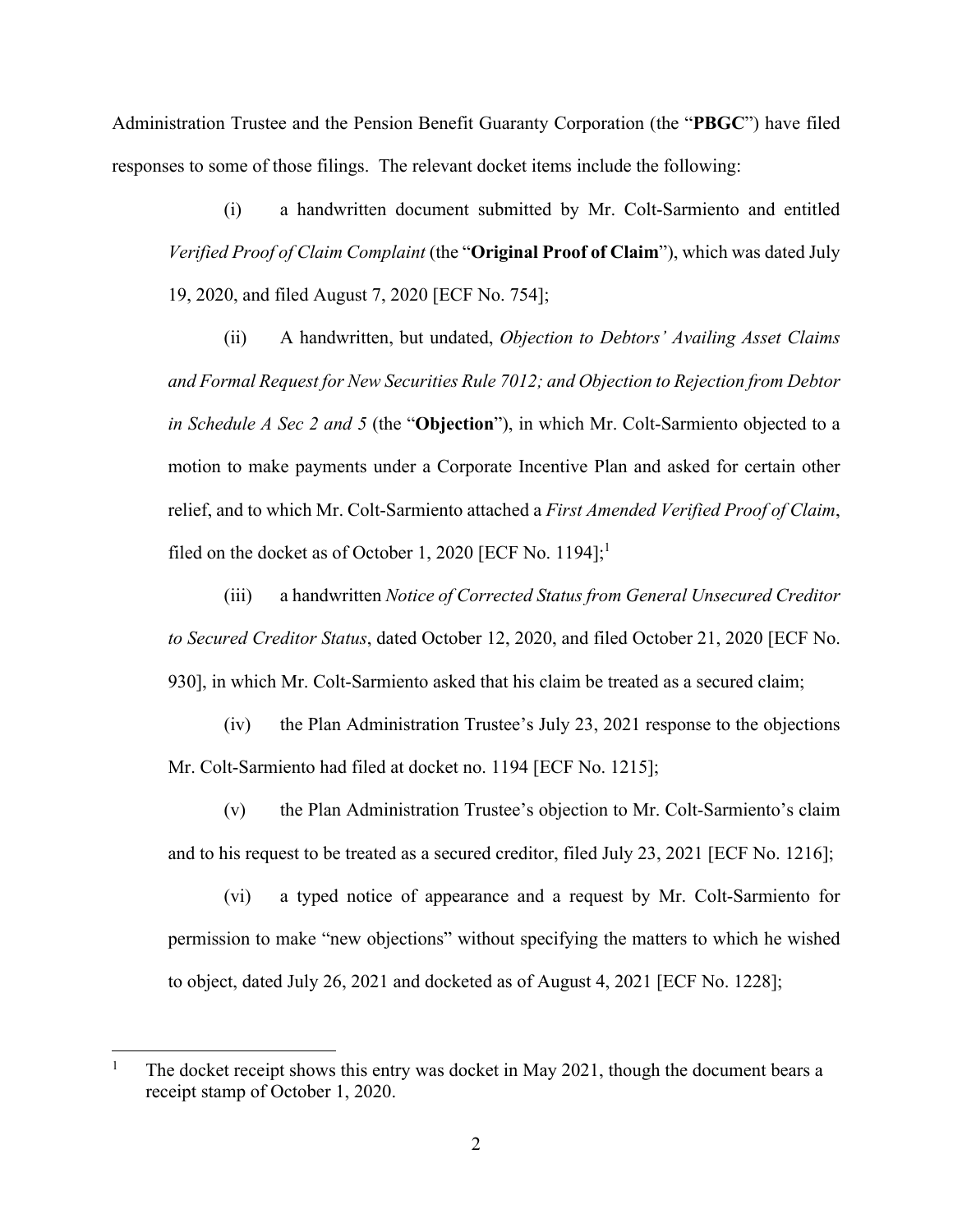Administration Trustee and the Pension Benefit Guaranty Corporation (the "**PBGC**") have filed responses to some of those filings. The relevant docket items include the following:

(i) a handwritten document submitted by Mr. Colt-Sarmiento and entitled *Verified Proof of Claim Complaint* (the "**Original Proof of Claim**"), which was dated July 19, 2020, and filed August 7, 2020 [ECF No. 754];

(ii) A handwritten, but undated, *Objection to Debtors' Availing Asset Claims and Formal Request for New Securities Rule 7012; and Objection to Rejection from Debtor in Schedule A Sec 2 and 5* (the "**Objection**"), in which Mr. Colt-Sarmiento objected to a motion to make payments under a Corporate Incentive Plan and asked for certain other relief, and to which Mr. Colt-Sarmiento attached a *First Amended Verified Proof of Claim*, filed on the docket as of October 1, 2020 [ECF No. 1194];[1]

(iii) a handwritten *Notice of Corrected Status from General Unsecured Creditor to Secured Creditor Status*, dated October 12, 2020, and filed October 21, 2020 [ECF No. 930], in which Mr. Colt-Sarmiento asked that his claim be treated as a secured claim;

(iv) the Plan Administration Trustee's July 23, 2021 response to the objections Mr. Colt-Sarmiento had filed at docket no. 1194 [ECF No. 1215];

(v) the Plan Administration Trustee's objection to Mr. Colt-Sarmiento's claim and to his request to be treated as a secured creditor, filed July 23, 2021 [ECF No. 1216];

(vi) a typed notice of appearance and a request by Mr. Colt-Sarmiento for permission to make "new objections" without specifying the matters to which he wished to object, dated July 26, 2021 and docketed as of August 4, 2021 [ECF No. 1228];

---

[1] The docket receipt shows this entry was docket in May 2021, though the document bears a receipt stamp of October 1, 2020.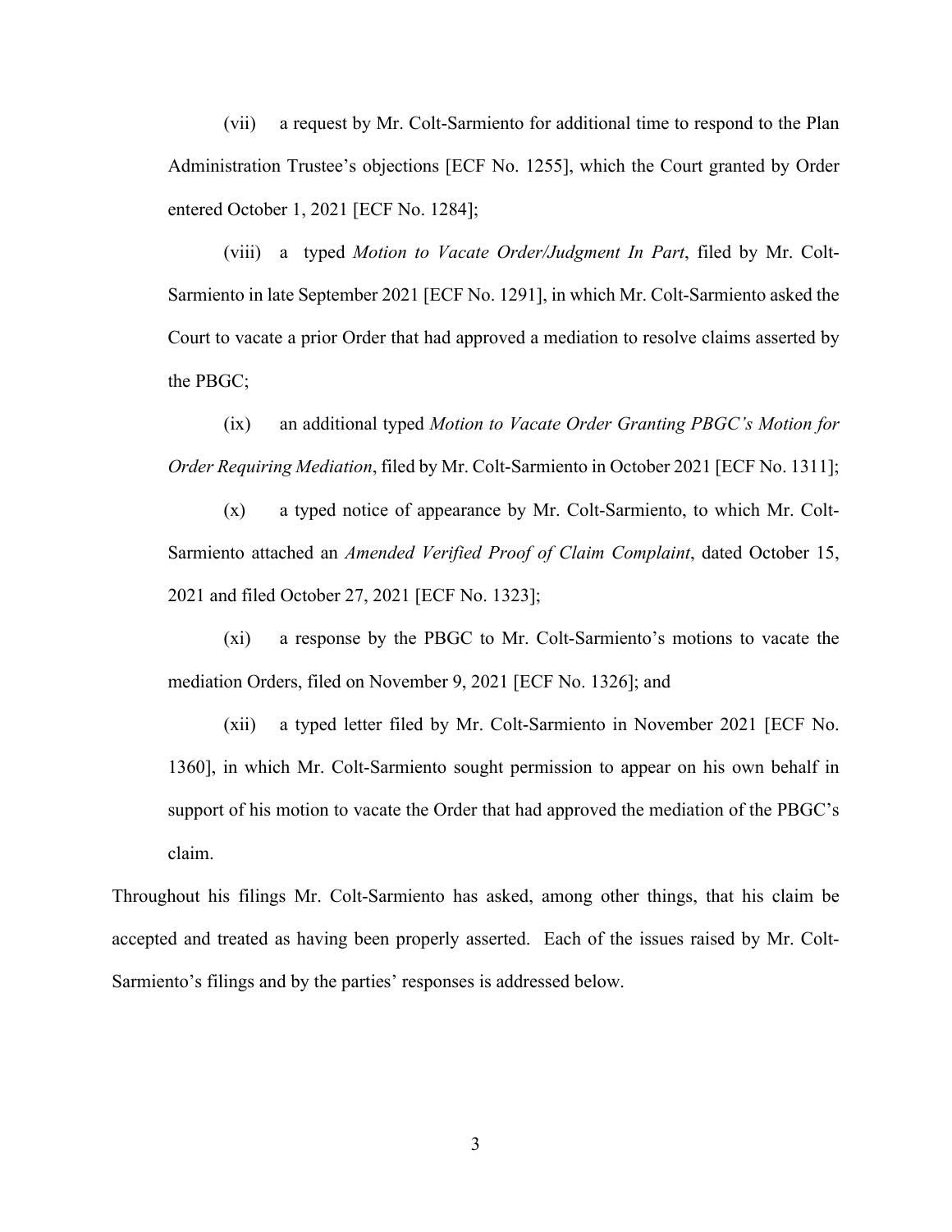(vii) a request by Mr. Colt-Sarmiento for additional time to respond to the Plan Administration Trustee's objections [ECF No. 1255], which the Court granted by Order entered October 1, 2021 [ECF No. 1284];

(viii) a typed *Motion to Vacate Order/Judgment In Part*, filed by Mr. Colt-Sarmiento in late September 2021 [ECF No. 1291], in which Mr. Colt-Sarmiento asked the Court to vacate a prior Order that had approved a mediation to resolve claims asserted by the PBGC;

(ix) an additional typed *Motion to Vacate Order Granting PBGC's Motion for Order Requiring Mediation*, filed by Mr. Colt-Sarmiento in October 2021 [ECF No. 1311];

(x) a typed notice of appearance by Mr. Colt-Sarmiento, to which Mr. Colt-Sarmiento attached an *Amended Verified Proof of Claim Complaint*, dated October 15, 2021 and filed October 27, 2021 [ECF No. 1323];

(xi) a response by the PBGC to Mr. Colt-Sarmiento's motions to vacate the mediation Orders, filed on November 9, 2021 [ECF No. 1326]; and

(xii) a typed letter filed by Mr. Colt-Sarmiento in November 2021 [ECF No. 1360], in which Mr. Colt-Sarmiento sought permission to appear on his own behalf in support of his motion to vacate the Order that had approved the mediation of the PBGC's claim.

Throughout his filings Mr. Colt-Sarmiento has asked, among other things, that his claim be accepted and treated as having been properly asserted. Each of the issues raised by Mr. Colt-Sarmiento's filings and by the parties' responses is addressed below.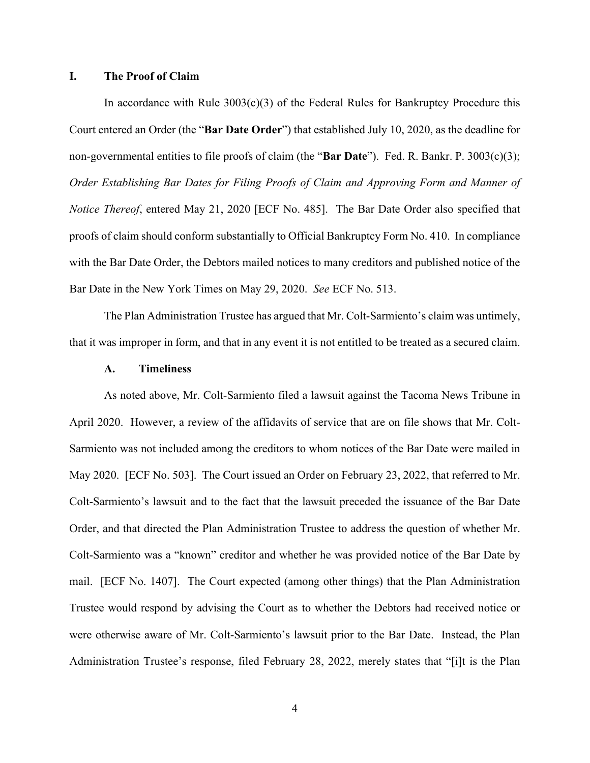## I. The Proof of Claim

In accordance with Rule 3003(c)(3) of the Federal Rules for Bankruptcy Procedure this Court entered an Order (the "**Bar Date Order**") that established July 10, 2020, as the deadline for non-governmental entities to file proofs of claim (the "**Bar Date**"). Fed. R. Bankr. P. 3003(c)(3); *Order Establishing Bar Dates for Filing Proofs of Claim and Approving Form and Manner of Notice Thereof*, entered May 21, 2020 [ECF No. 485]. The Bar Date Order also specified that proofs of claim should conform substantially to Official Bankruptcy Form No. 410. In compliance with the Bar Date Order, the Debtors mailed notices to many creditors and published notice of the Bar Date in the New York Times on May 29, 2020. *See* ECF No. 513.

The Plan Administration Trustee has argued that Mr. Colt-Sarmiento's claim was untimely, that it was improper in form, and that in any event it is not entitled to be treated as a secured claim.

### A. Timeliness

As noted above, Mr. Colt-Sarmiento filed a lawsuit against the Tacoma News Tribune in April 2020. However, a review of the affidavits of service that are on file shows that Mr. Colt-Sarmiento was not included among the creditors to whom notices of the Bar Date were mailed in May 2020. [ECF No. 503]. The Court issued an Order on February 23, 2022, that referred to Mr. Colt-Sarmiento's lawsuit and to the fact that the lawsuit preceded the issuance of the Bar Date Order, and that directed the Plan Administration Trustee to address the question of whether Mr. Colt-Sarmiento was a "known" creditor and whether he was provided notice of the Bar Date by mail. [ECF No. 1407]. The Court expected (among other things) that the Plan Administration Trustee would respond by advising the Court as to whether the Debtors had received notice or were otherwise aware of Mr. Colt-Sarmiento's lawsuit prior to the Bar Date. Instead, the Plan Administration Trustee's response, filed February 28, 2022, merely states that "[i]t is the Plan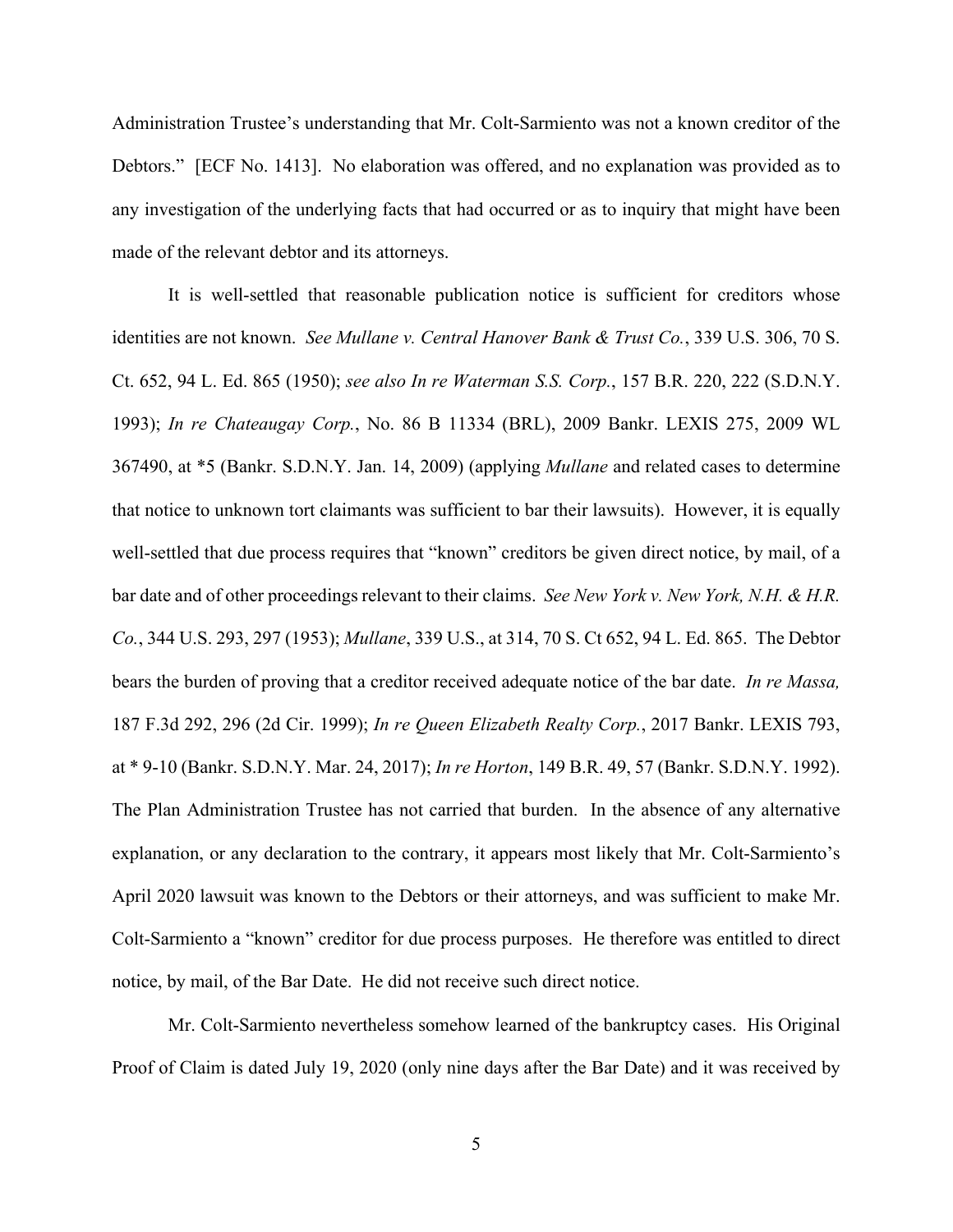Administration Trustee's understanding that Mr. Colt-Sarmiento was not a known creditor of the Debtors." [ECF No. 1413]. No elaboration was offered, and no explanation was provided as to any investigation of the underlying facts that had occurred or as to inquiry that might have been made of the relevant debtor and its attorneys.

It is well-settled that reasonable publication notice is sufficient for creditors whose identities are not known. *See Mullane v. Central Hanover Bank & Trust Co.*, 339 U.S. 306, 70 S. Ct. 652, 94 L. Ed. 865 (1950); *see also In re Waterman S.S. Corp.*, 157 B.R. 220, 222 (S.D.N.Y. 1993); *In re Chateaugay Corp.*, No. 86 B 11334 (BRL), 2009 Bankr. LEXIS 275, 2009 WL 367490, at *5 (Bankr. S.D.N.Y. Jan. 14, 2009) (applying *Mullane* and related cases to determine that notice to unknown tort claimants was sufficient to bar their lawsuits). However, it is equally well-settled that due process requires that "known" creditors be given direct notice, by mail, of a bar date and of other proceedings relevant to their claims. *See New York v. New York, N.H. & H.R. Co.*, 344 U.S. 293, 297 (1953); *Mullane*, 339 U.S., at 314, 70 S. Ct 652, 94 L. Ed. 865. The Debtor bears the burden of proving that a creditor received adequate notice of the bar date. *In re Massa,* 187 F.3d 292, 296 (2d Cir. 1999); *In re Queen Elizabeth Realty Corp.*, 2017 Bankr. LEXIS 793, at * 9-10 (Bankr. S.D.N.Y. Mar. 24, 2017); *In re Horton*, 149 B.R. 49, 57 (Bankr. S.D.N.Y. 1992). The Plan Administration Trustee has not carried that burden. In the absence of any alternative explanation, or any declaration to the contrary, it appears most likely that Mr. Colt-Sarmiento's April 2020 lawsuit was known to the Debtors or their attorneys, and was sufficient to make Mr. Colt-Sarmiento a "known" creditor for due process purposes. He therefore was entitled to direct notice, by mail, of the Bar Date. He did not receive such direct notice.

Mr. Colt-Sarmiento nevertheless somehow learned of the bankruptcy cases. His Original Proof of Claim is dated July 19, 2020 (only nine days after the Bar Date) and it was received by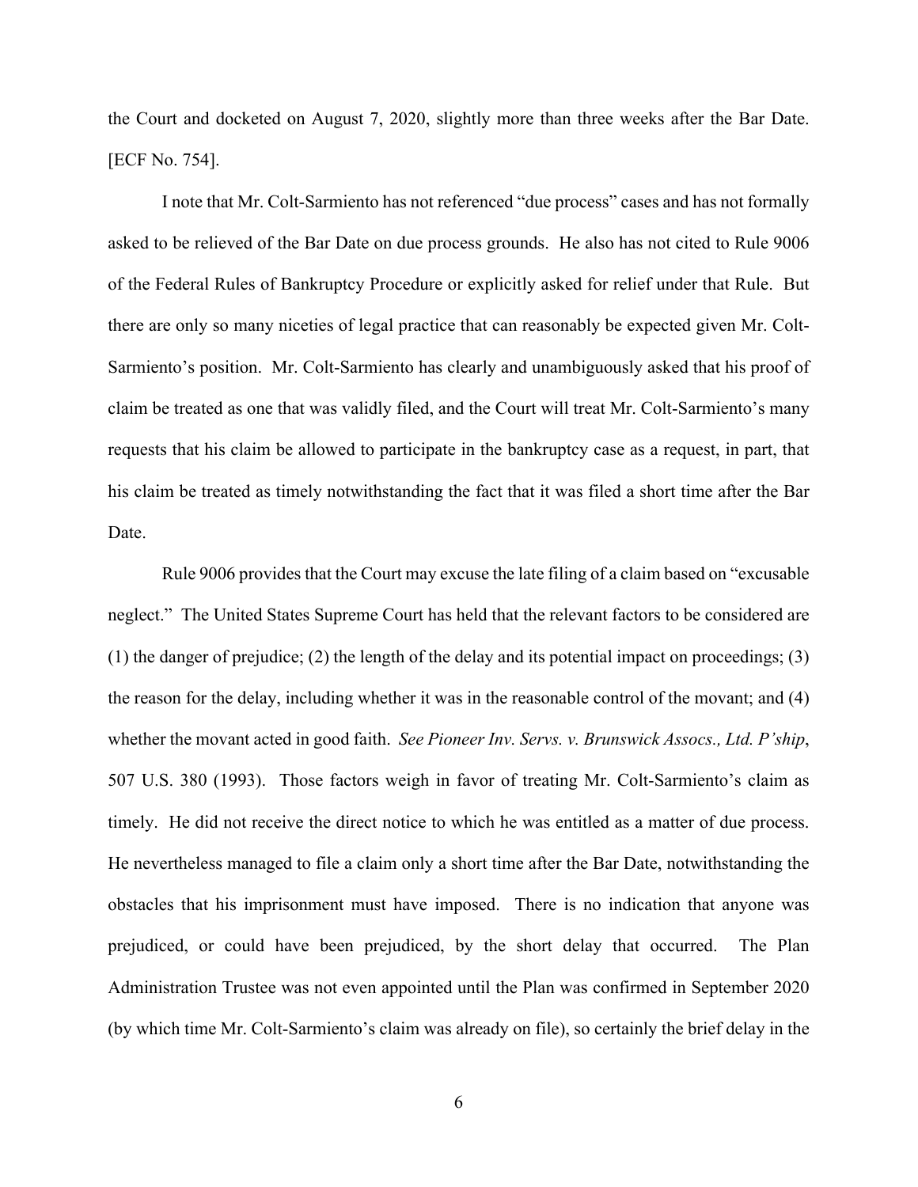the Court and docketed on August 7, 2020, slightly more than three weeks after the Bar Date. [ECF No. 754].

I note that Mr. Colt-Sarmiento has not referenced "due process" cases and has not formally asked to be relieved of the Bar Date on due process grounds. He also has not cited to Rule 9006 of the Federal Rules of Bankruptcy Procedure or explicitly asked for relief under that Rule. But there are only so many niceties of legal practice that can reasonably be expected given Mr. Colt-Sarmiento's position. Mr. Colt-Sarmiento has clearly and unambiguously asked that his proof of claim be treated as one that was validly filed, and the Court will treat Mr. Colt-Sarmiento's many requests that his claim be allowed to participate in the bankruptcy case as a request, in part, that his claim be treated as timely notwithstanding the fact that it was filed a short time after the Bar Date.

Rule 9006 provides that the Court may excuse the late filing of a claim based on "excusable neglect." The United States Supreme Court has held that the relevant factors to be considered are (1) the danger of prejudice; (2) the length of the delay and its potential impact on proceedings; (3) the reason for the delay, including whether it was in the reasonable control of the movant; and (4) whether the movant acted in good faith. *See Pioneer Inv. Servs. v. Brunswick Assocs., Ltd. P'ship*, 507 U.S. 380 (1993). Those factors weigh in favor of treating Mr. Colt-Sarmiento's claim as timely. He did not receive the direct notice to which he was entitled as a matter of due process. He nevertheless managed to file a claim only a short time after the Bar Date, notwithstanding the obstacles that his imprisonment must have imposed. There is no indication that anyone was prejudiced, or could have been prejudiced, by the short delay that occurred. The Plan Administration Trustee was not even appointed until the Plan was confirmed in September 2020 (by which time Mr. Colt-Sarmiento's claim was already on file), so certainly the brief delay in the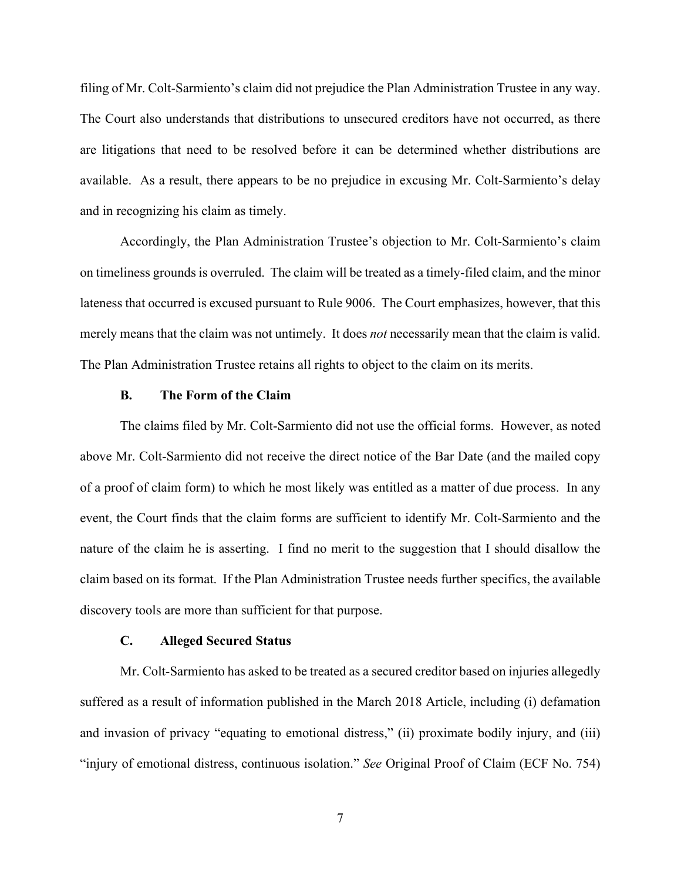filing of Mr. Colt-Sarmiento's claim did not prejudice the Plan Administration Trustee in any way. The Court also understands that distributions to unsecured creditors have not occurred, as there are litigations that need to be resolved before it can be determined whether distributions are available. As a result, there appears to be no prejudice in excusing Mr. Colt-Sarmiento's delay and in recognizing his claim as timely.

Accordingly, the Plan Administration Trustee's objection to Mr. Colt-Sarmiento's claim on timeliness grounds is overruled. The claim will be treated as a timely-filed claim, and the minor lateness that occurred is excused pursuant to Rule 9006. The Court emphasizes, however, that this merely means that the claim was not untimely. It does *not* necessarily mean that the claim is valid. The Plan Administration Trustee retains all rights to object to the claim on its merits.

### B. The Form of the Claim

The claims filed by Mr. Colt-Sarmiento did not use the official forms. However, as noted above Mr. Colt-Sarmiento did not receive the direct notice of the Bar Date (and the mailed copy of a proof of claim form) to which he most likely was entitled as a matter of due process. In any event, the Court finds that the claim forms are sufficient to identify Mr. Colt-Sarmiento and the nature of the claim he is asserting. I find no merit to the suggestion that I should disallow the claim based on its format. If the Plan Administration Trustee needs further specifics, the available discovery tools are more than sufficient for that purpose.

### C. Alleged Secured Status

Mr. Colt-Sarmiento has asked to be treated as a secured creditor based on injuries allegedly suffered as a result of information published in the March 2018 Article, including (i) defamation and invasion of privacy "equating to emotional distress," (ii) proximate bodily injury, and (iii) "injury of emotional distress, continuous isolation." *See* Original Proof of Claim (ECF No. 754)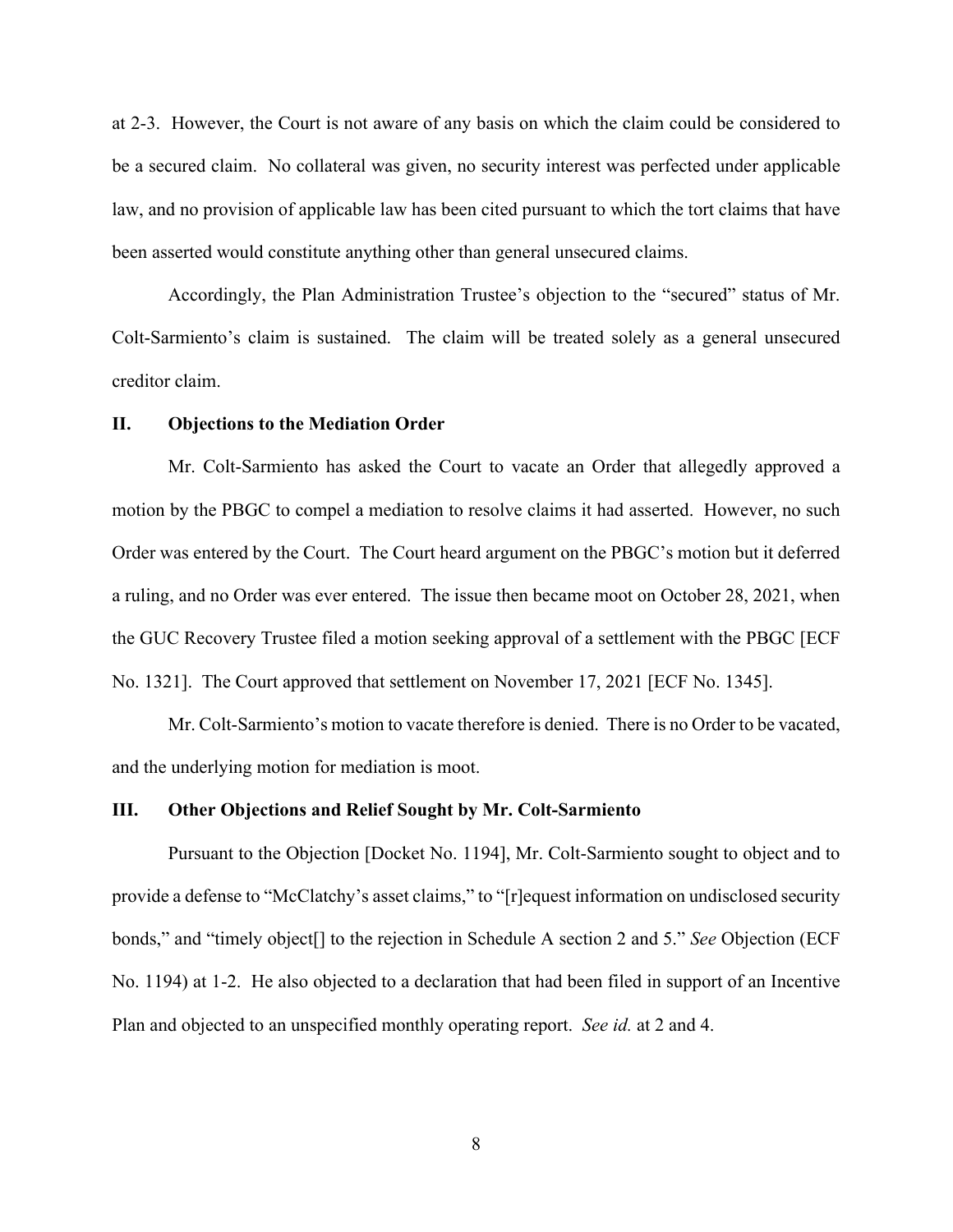at 2-3. However, the Court is not aware of any basis on which the claim could be considered to be a secured claim. No collateral was given, no security interest was perfected under applicable law, and no provision of applicable law has been cited pursuant to which the tort claims that have been asserted would constitute anything other than general unsecured claims.

Accordingly, the Plan Administration Trustee's objection to the "secured" status of Mr. Colt-Sarmiento's claim is sustained. The claim will be treated solely as a general unsecured creditor claim.

## II. Objections to the Mediation Order

Mr. Colt-Sarmiento has asked the Court to vacate an Order that allegedly approved a motion by the PBGC to compel a mediation to resolve claims it had asserted. However, no such Order was entered by the Court. The Court heard argument on the PBGC's motion but it deferred a ruling, and no Order was ever entered. The issue then became moot on October 28, 2021, when the GUC Recovery Trustee filed a motion seeking approval of a settlement with the PBGC [ECF No. 1321]. The Court approved that settlement on November 17, 2021 [ECF No. 1345].

Mr. Colt-Sarmiento's motion to vacate therefore is denied. There is no Order to be vacated, and the underlying motion for mediation is moot.

## III. Other Objections and Relief Sought by Mr. Colt-Sarmiento

Pursuant to the Objection [Docket No. 1194], Mr. Colt-Sarmiento sought to object and to provide a defense to "McClatchy's asset claims," to "[r]equest information on undisclosed security bonds," and "timely object[] to the rejection in Schedule A section 2 and 5." *See* Objection (ECF No. 1194) at 1-2. He also objected to a declaration that had been filed in support of an Incentive Plan and objected to an unspecified monthly operating report. *See id.* at 2 and 4.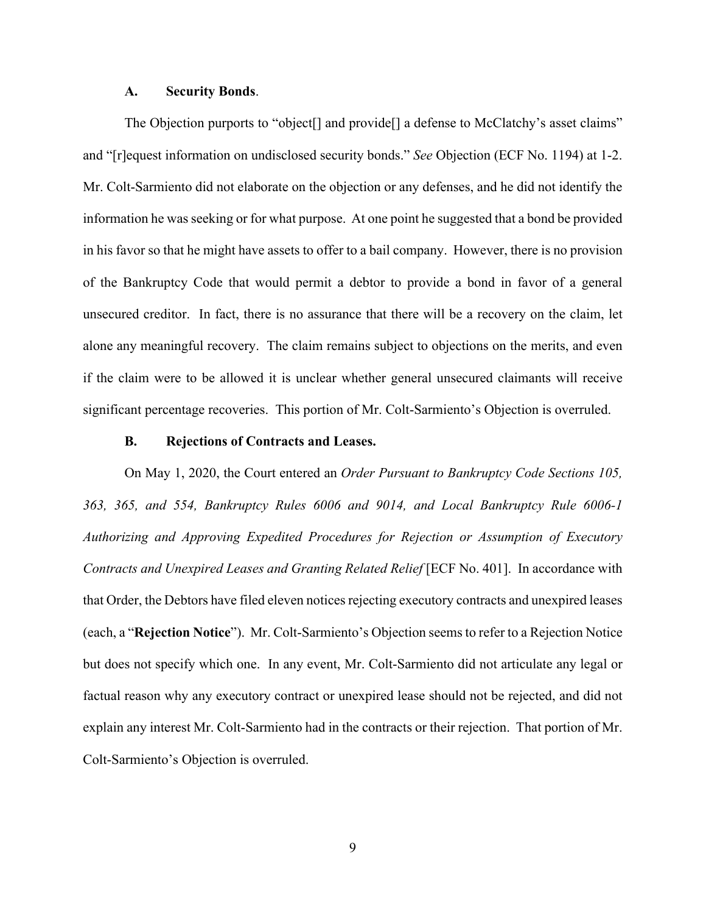### A. **Security Bonds**.

The Objection purports to "object[] and provide[] a defense to McClatchy's asset claims" and "[r]equest information on undisclosed security bonds." *See* Objection (ECF No. 1194) at 1-2. Mr. Colt-Sarmiento did not elaborate on the objection or any defenses, and he did not identify the information he was seeking or for what purpose. At one point he suggested that a bond be provided in his favor so that he might have assets to offer to a bail company. However, there is no provision of the Bankruptcy Code that would permit a debtor to provide a bond in favor of a general unsecured creditor. In fact, there is no assurance that there will be a recovery on the claim, let alone any meaningful recovery. The claim remains subject to objections on the merits, and even if the claim were to be allowed it is unclear whether general unsecured claimants will receive significant percentage recoveries. This portion of Mr. Colt-Sarmiento's Objection is overruled.

### B. **Rejections of Contracts and Leases.**

On May 1, 2020, the Court entered an *Order Pursuant to Bankruptcy Code Sections 105, 363, 365, and 554, Bankruptcy Rules 6006 and 9014, and Local Bankruptcy Rule 6006-1 Authorizing and Approving Expedited Procedures for Rejection or Assumption of Executory Contracts and Unexpired Leases and Granting Related Relief* [ECF No. 401]. In accordance with that Order, the Debtors have filed eleven notices rejecting executory contracts and unexpired leases (each, a "**Rejection Notice**"). Mr. Colt-Sarmiento's Objection seems to refer to a Rejection Notice but does not specify which one. In any event, Mr. Colt-Sarmiento did not articulate any legal or factual reason why any executory contract or unexpired lease should not be rejected, and did not explain any interest Mr. Colt-Sarmiento had in the contracts or their rejection. That portion of Mr. Colt-Sarmiento's Objection is overruled.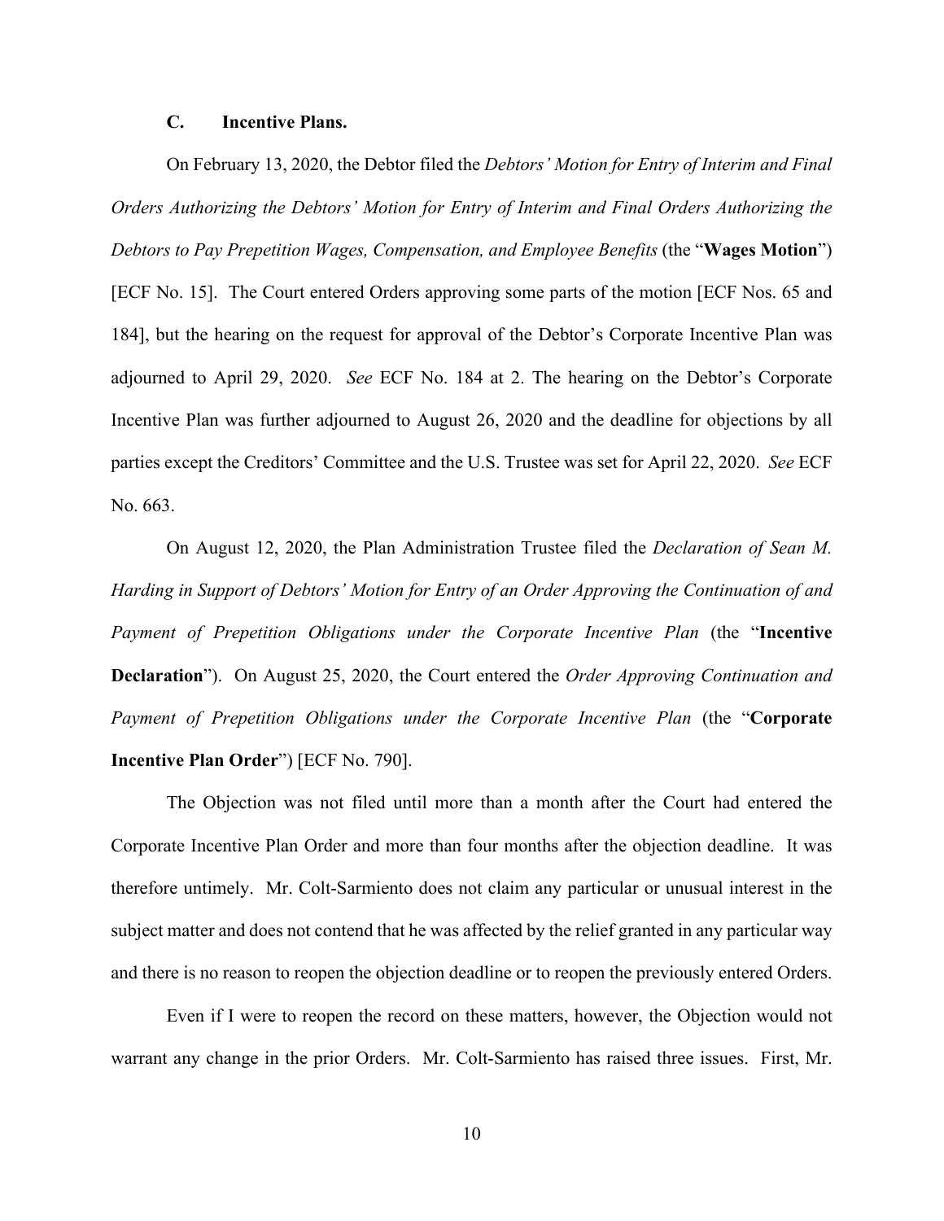### C. Incentive Plans.

On February 13, 2020, the Debtor filed the *Debtors' Motion for Entry of Interim and Final Orders Authorizing the Debtors' Motion for Entry of Interim and Final Orders Authorizing the Debtors to Pay Prepetition Wages, Compensation, and Employee Benefits* (the "**Wages Motion**") [ECF No. 15]. The Court entered Orders approving some parts of the motion [ECF Nos. 65 and 184], but the hearing on the request for approval of the Debtor's Corporate Incentive Plan was adjourned to April 29, 2020. *See* ECF No. 184 at 2. The hearing on the Debtor's Corporate Incentive Plan was further adjourned to August 26, 2020 and the deadline for objections by all parties except the Creditors' Committee and the U.S. Trustee was set for April 22, 2020. *See* ECF No. 663.

On August 12, 2020, the Plan Administration Trustee filed the *Declaration of Sean M. Harding in Support of Debtors' Motion for Entry of an Order Approving the Continuation of and Payment of Prepetition Obligations under the Corporate Incentive Plan* (the "**Incentive Declaration**"). On August 25, 2020, the Court entered the *Order Approving Continuation and Payment of Prepetition Obligations under the Corporate Incentive Plan* (the "**Corporate Incentive Plan Order**") [ECF No. 790].

The Objection was not filed until more than a month after the Court had entered the Corporate Incentive Plan Order and more than four months after the objection deadline. It was therefore untimely. Mr. Colt-Sarmiento does not claim any particular or unusual interest in the subject matter and does not contend that he was affected by the relief granted in any particular way and there is no reason to reopen the objection deadline or to reopen the previously entered Orders.

Even if I were to reopen the record on these matters, however, the Objection would not warrant any change in the prior Orders. Mr. Colt-Sarmiento has raised three issues. First, Mr.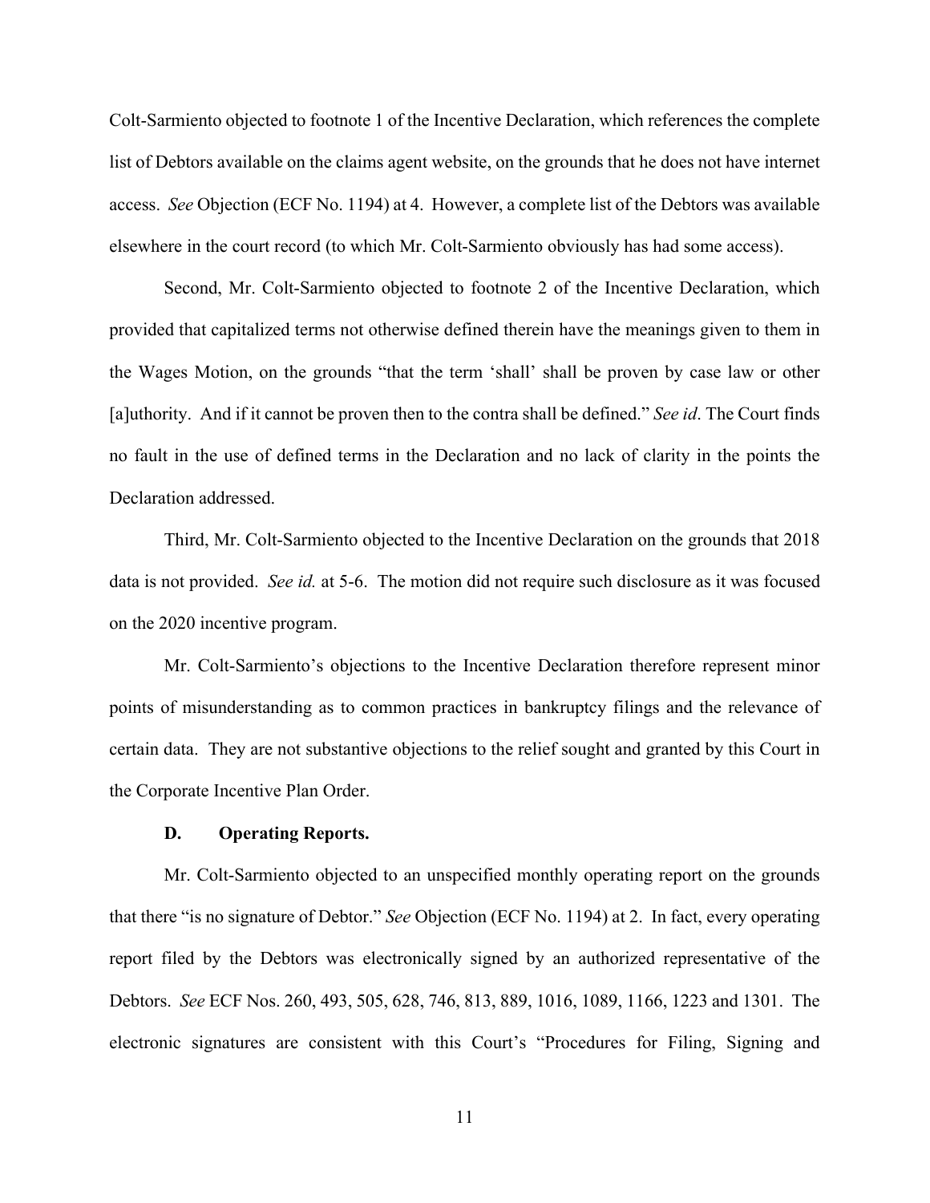Colt-Sarmiento objected to footnote 1 of the Incentive Declaration, which references the complete list of Debtors available on the claims agent website, on the grounds that he does not have internet access. *See* Objection (ECF No. 1194) at 4. However, a complete list of the Debtors was available elsewhere in the court record (to which Mr. Colt-Sarmiento obviously has had some access).

Second, Mr. Colt-Sarmiento objected to footnote 2 of the Incentive Declaration, which provided that capitalized terms not otherwise defined therein have the meanings given to them in the Wages Motion, on the grounds "that the term 'shall' shall be proven by case law or other [a]uthority. And if it cannot be proven then to the contra shall be defined." *See id*. The Court finds no fault in the use of defined terms in the Declaration and no lack of clarity in the points the Declaration addressed.

Third, Mr. Colt-Sarmiento objected to the Incentive Declaration on the grounds that 2018 data is not provided. *See id.* at 5-6. The motion did not require such disclosure as it was focused on the 2020 incentive program.

Mr. Colt-Sarmiento's objections to the Incentive Declaration therefore represent minor points of misunderstanding as to common practices in bankruptcy filings and the relevance of certain data. They are not substantive objections to the relief sought and granted by this Court in the Corporate Incentive Plan Order.

### D. Operating Reports.

Mr. Colt-Sarmiento objected to an unspecified monthly operating report on the grounds that there "is no signature of Debtor." *See* Objection (ECF No. 1194) at 2. In fact, every operating report filed by the Debtors was electronically signed by an authorized representative of the Debtors. *See* ECF Nos. 260, 493, 505, 628, 746, 813, 889, 1016, 1089, 1166, 1223 and 1301. The electronic signatures are consistent with this Court's "Procedures for Filing, Signing and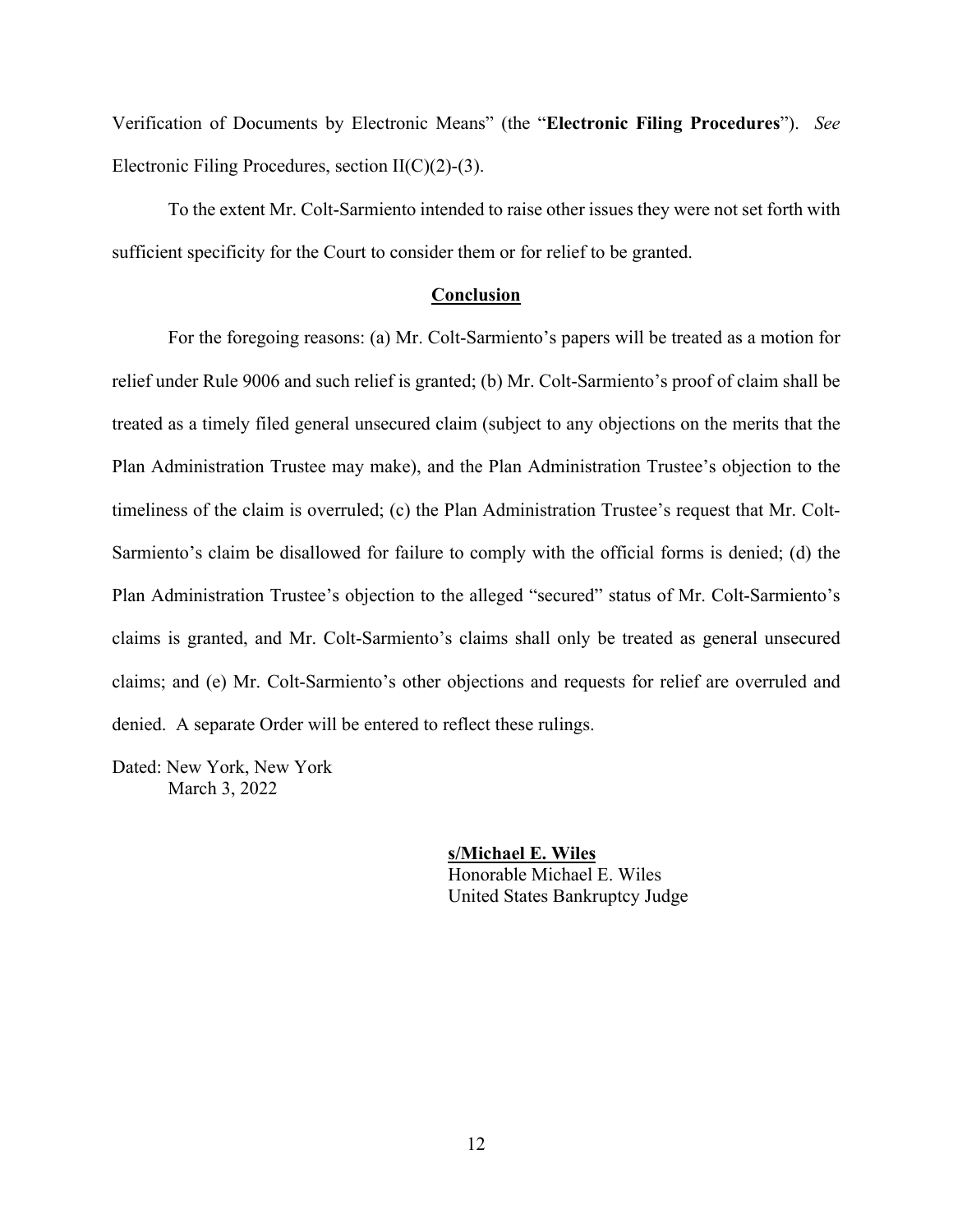Verification of Documents by Electronic Means" (the "**Electronic Filing Procedures**"). *See* Electronic Filing Procedures, section II(C)(2)-(3).

To the extent Mr. Colt-Sarmiento intended to raise other issues they were not set forth with sufficient specificity for the Court to consider them or for relief to be granted.

## Conclusion

For the foregoing reasons: (a) Mr. Colt-Sarmiento's papers will be treated as a motion for relief under Rule 9006 and such relief is granted; (b) Mr. Colt-Sarmiento's proof of claim shall be treated as a timely filed general unsecured claim (subject to any objections on the merits that the Plan Administration Trustee may make), and the Plan Administration Trustee's objection to the timeliness of the claim is overruled; (c) the Plan Administration Trustee's request that Mr. Colt-Sarmiento's claim be disallowed for failure to comply with the official forms is denied; (d) the Plan Administration Trustee's objection to the alleged "secured" status of Mr. Colt-Sarmiento's claims is granted, and Mr. Colt-Sarmiento's claims shall only be treated as general unsecured claims; and (e) Mr. Colt-Sarmiento's other objections and requests for relief are overruled and denied. A separate Order will be entered to reflect these rulings.

Dated: New York, New York
March 3, 2022

**s/Michael E. Wiles**
Honorable Michael E. Wiles
United States Bankruptcy Judge